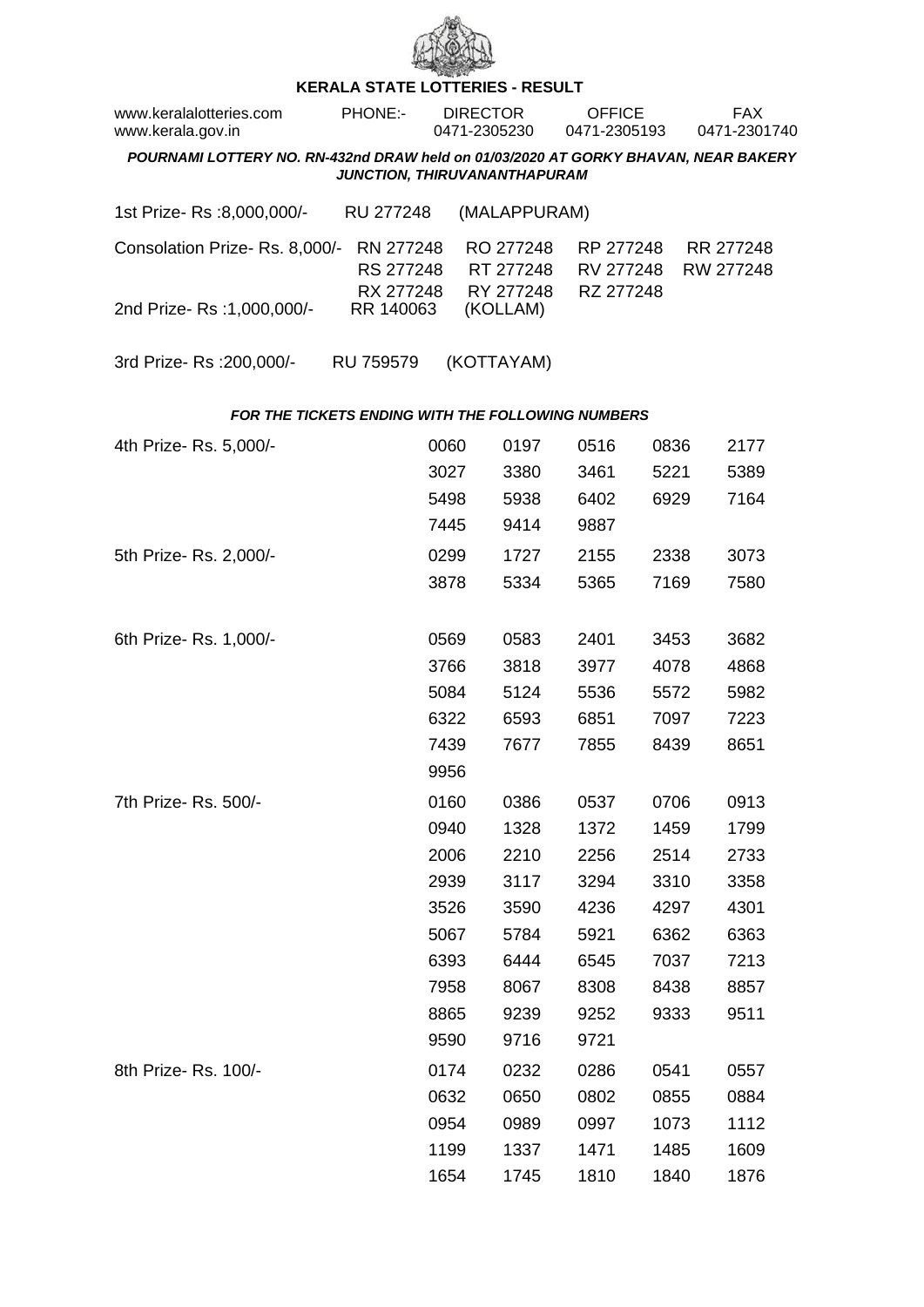# KERALA STATE LOTTERIES - RESULT

www.keralalotteries.com PHONE:- DIRECTOR 0471-2305230 OFFICE 0471-2305193 FAX 0471-2301740
www.kerala.gov.in

***POURNAMI LOTTERY NO. RN-432nd DRAW held on 01/03/2020 AT GORKY BHAVAN, NEAR BAKERY JUNCTION, THIRUVANANTHAPURAM***

1st Prize- Rs :8,000,000/- RU 277248 (MALAPPURAM)

Consolation Prize- Rs. 8,000/- RN 277248 RO 277248 RP 277248 RR 277248 RS 277248 RT 277248 RV 277248 RW 277248 RX 277248 RY 277248 RZ 277248

2nd Prize- Rs :1,000,000/- RR 140063 (KOLLAM)

3rd Prize- Rs :200,000/- RU 759579 (KOTTAYAM)

***FOR THE TICKETS ENDING WITH THE FOLLOWING NUMBERS***

4th Prize- Rs. 5,000/-

| | | | | |
|---|---|---|---|---|
| 0060 | 0197 | 0516 | 0836 | 2177 |
| 3027 | 3380 | 3461 | 5221 | 5389 |
| 5498 | 5938 | 6402 | 6929 | 7164 |
| 7445 | 9414 | 9887 | | |

5th Prize- Rs. 2,000/-

| | | | | |
|---|---|---|---|---|
| 0299 | 1727 | 2155 | 2338 | 3073 |
| 3878 | 5334 | 5365 | 7169 | 7580 |

6th Prize- Rs. 1,000/-

| | | | | |
|---|---|---|---|---|
| 0569 | 0583 | 2401 | 3453 | 3682 |
| 3766 | 3818 | 3977 | 4078 | 4868 |
| 5084 | 5124 | 5536 | 5572 | 5982 |
| 6322 | 6593 | 6851 | 7097 | 7223 |
| 7439 | 7677 | 7855 | 8439 | 8651 |
| 9956 | | | | |

7th Prize- Rs. 500/-

| | | | | |
|---|---|---|---|---|
| 0160 | 0386 | 0537 | 0706 | 0913 |
| 0940 | 1328 | 1372 | 1459 | 1799 |
| 2006 | 2210 | 2256 | 2514 | 2733 |
| 2939 | 3117 | 3294 | 3310 | 3358 |
| 3526 | 3590 | 4236 | 4297 | 4301 |
| 5067 | 5784 | 5921 | 6362 | 6363 |
| 6393 | 6444 | 6545 | 7037 | 7213 |
| 7958 | 8067 | 8308 | 8438 | 8857 |
| 8865 | 9239 | 9252 | 9333 | 9511 |
| 9590 | 9716 | 9721 | | |

8th Prize- Rs. 100/-

| | | | | |
|---|---|---|---|---|
| 0174 | 0232 | 0286 | 0541 | 0557 |
| 0632 | 0650 | 0802 | 0855 | 0884 |
| 0954 | 0989 | 0997 | 1073 | 1112 |
| 1199 | 1337 | 1471 | 1485 | 1609 |
| 1654 | 1745 | 1810 | 1840 | 1876 |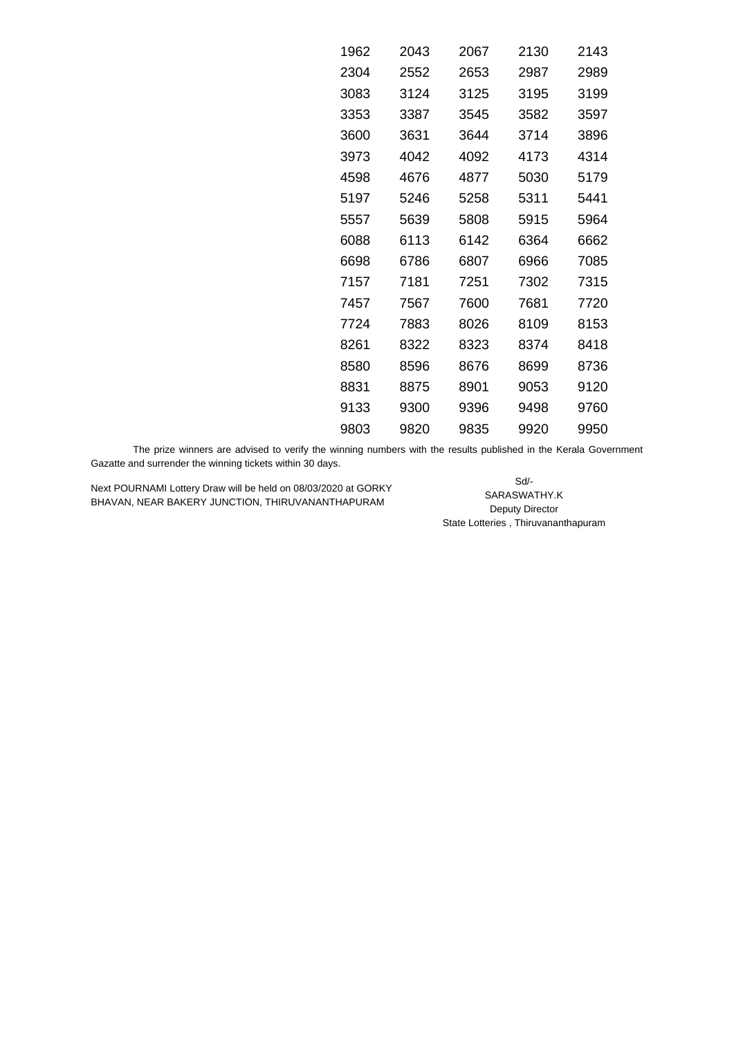| | | | | |
|---|---|---|---|---|
| 1962 | 2043 | 2067 | 2130 | 2143 |
| 2304 | 2552 | 2653 | 2987 | 2989 |
| 3083 | 3124 | 3125 | 3195 | 3199 |
| 3353 | 3387 | 3545 | 3582 | 3597 |
| 3600 | 3631 | 3644 | 3714 | 3896 |
| 3973 | 4042 | 4092 | 4173 | 4314 |
| 4598 | 4676 | 4877 | 5030 | 5179 |
| 5197 | 5246 | 5258 | 5311 | 5441 |
| 5557 | 5639 | 5808 | 5915 | 5964 |
| 6088 | 6113 | 6142 | 6364 | 6662 |
| 6698 | 6786 | 6807 | 6966 | 7085 |
| 7157 | 7181 | 7251 | 7302 | 7315 |
| 7457 | 7567 | 7600 | 7681 | 7720 |
| 7724 | 7883 | 8026 | 8109 | 8153 |
| 8261 | 8322 | 8323 | 8374 | 8418 |
| 8580 | 8596 | 8676 | 8699 | 8736 |
| 8831 | 8875 | 8901 | 9053 | 9120 |
| 9133 | 9300 | 9396 | 9498 | 9760 |
| 9803 | 9820 | 9835 | 9920 | 9950 |

The prize winners are advised to verify the winning numbers with the results published in the Kerala Government Gazatte and surrender the winning tickets within 30 days.

Next POURNAMI Lottery Draw will be held on 08/03/2020 at GORKY BHAVAN, NEAR BAKERY JUNCTION, THIRUVANANTHAPURAM

Sd/-
SARASWATHY.K
Deputy Director
State Lotteries , Thiruvananthapuram